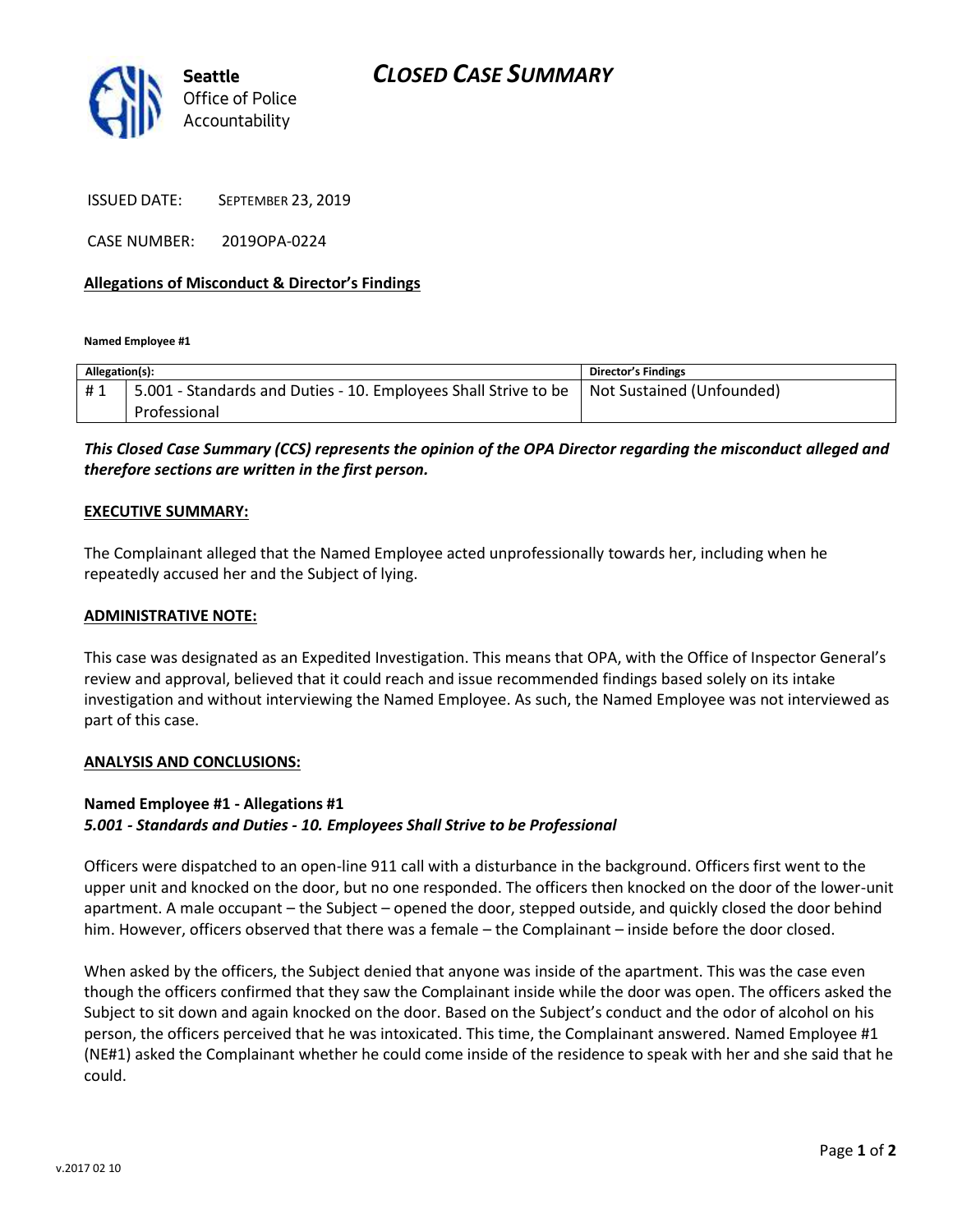**Seattle**
Office of Police
Accountability

# CLOSED CASE SUMMARY

ISSUED DATE: SEPTEMBER 23, 2019

CASE NUMBER: 2019OPA-0224

**Allegations of Misconduct & Director's Findings**

**Named Employee #1**

| Allegation(s): | | Director's Findings |
|---|---|---|
| # 1 | 5.001 - Standards and Duties - 10. Employees Shall Strive to be Professional | Not Sustained (Unfounded) |

***This Closed Case Summary (CCS) represents the opinion of the OPA Director regarding the misconduct alleged and therefore sections are written in the first person.***

**EXECUTIVE SUMMARY:**

The Complainant alleged that the Named Employee acted unprofessionally towards her, including when he repeatedly accused her and the Subject of lying.

**ADMINISTRATIVE NOTE:**

This case was designated as an Expedited Investigation. This means that OPA, with the Office of Inspector General's review and approval, believed that it could reach and issue recommended findings based solely on its intake investigation and without interviewing the Named Employee. As such, the Named Employee was not interviewed as part of this case.

**ANALYSIS AND CONCLUSIONS:**

**Named Employee #1 - Allegations #1**
***5.001 - Standards and Duties - 10. Employees Shall Strive to be Professional***

Officers were dispatched to an open-line 911 call with a disturbance in the background. Officers first went to the upper unit and knocked on the door, but no one responded. The officers then knocked on the door of the lower-unit apartment. A male occupant – the Subject – opened the door, stepped outside, and quickly closed the door behind him. However, officers observed that there was a female – the Complainant – inside before the door closed.

When asked by the officers, the Subject denied that anyone was inside of the apartment. This was the case even though the officers confirmed that they saw the Complainant inside while the door was open. The officers asked the Subject to sit down and again knocked on the door. Based on the Subject's conduct and the odor of alcohol on his person, the officers perceived that he was intoxicated. This time, the Complainant answered. Named Employee #1 (NE#1) asked the Complainant whether he could come inside of the residence to speak with her and she said that he could.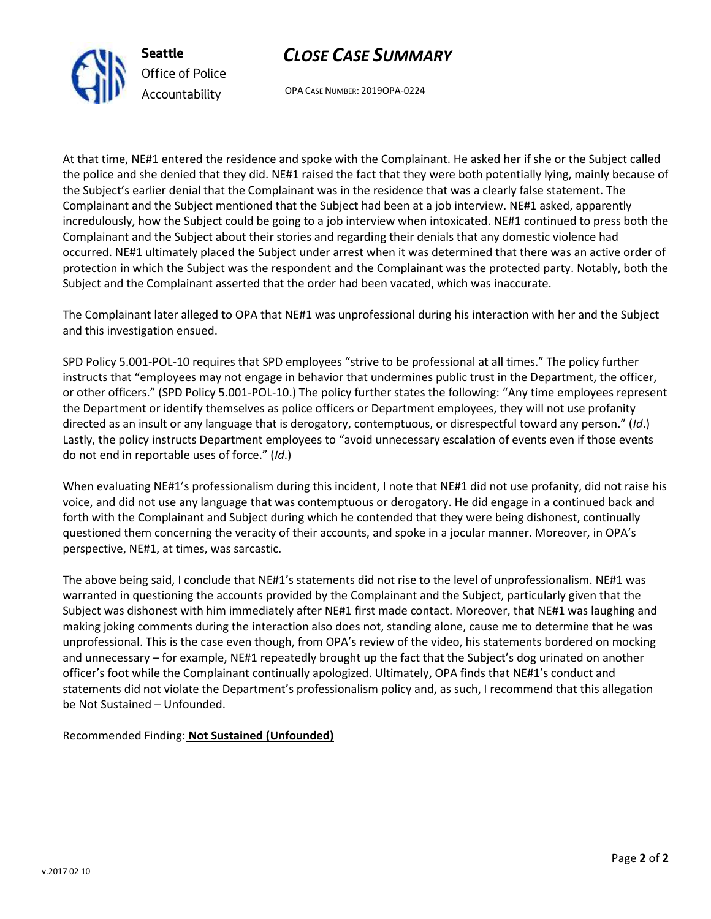At that time, NE#1 entered the residence and spoke with the Complainant. He asked her if she or the Subject called the police and she denied that they did. NE#1 raised the fact that they were both potentially lying, mainly because of the Subject's earlier denial that the Complainant was in the residence that was a clearly false statement. The Complainant and the Subject mentioned that the Subject had been at a job interview. NE#1 asked, apparently incredulously, how the Subject could be going to a job interview when intoxicated. NE#1 continued to press both the Complainant and the Subject about their stories and regarding their denials that any domestic violence had occurred. NE#1 ultimately placed the Subject under arrest when it was determined that there was an active order of protection in which the Subject was the respondent and the Complainant was the protected party. Notably, both the Subject and the Complainant asserted that the order had been vacated, which was inaccurate.

The Complainant later alleged to OPA that NE#1 was unprofessional during his interaction with her and the Subject and this investigation ensued.

SPD Policy 5.001-POL-10 requires that SPD employees "strive to be professional at all times." The policy further instructs that "employees may not engage in behavior that undermines public trust in the Department, the officer, or other officers." (SPD Policy 5.001-POL-10.) The policy further states the following: "Any time employees represent the Department or identify themselves as police officers or Department employees, they will not use profanity directed as an insult or any language that is derogatory, contemptuous, or disrespectful toward any person." (*Id*.) Lastly, the policy instructs Department employees to "avoid unnecessary escalation of events even if those events do not end in reportable uses of force." (*Id*.)

When evaluating NE#1's professionalism during this incident, I note that NE#1 did not use profanity, did not raise his voice, and did not use any language that was contemptuous or derogatory. He did engage in a continued back and forth with the Complainant and Subject during which he contended that they were being dishonest, continually questioned them concerning the veracity of their accounts, and spoke in a jocular manner. Moreover, in OPA's perspective, NE#1, at times, was sarcastic.

The above being said, I conclude that NE#1's statements did not rise to the level of unprofessionalism. NE#1 was warranted in questioning the accounts provided by the Complainant and the Subject, particularly given that the Subject was dishonest with him immediately after NE#1 first made contact. Moreover, that NE#1 was laughing and making joking comments during the interaction also does not, standing alone, cause me to determine that he was unprofessional. This is the case even though, from OPA's review of the video, his statements bordered on mocking and unnecessary – for example, NE#1 repeatedly brought up the fact that the Subject's dog urinated on another officer's foot while the Complainant continually apologized. Ultimately, OPA finds that NE#1's conduct and statements did not violate the Department's professionalism policy and, as such, I recommend that this allegation be Not Sustained – Unfounded.

Recommended Finding: **Not Sustained (Unfounded)**